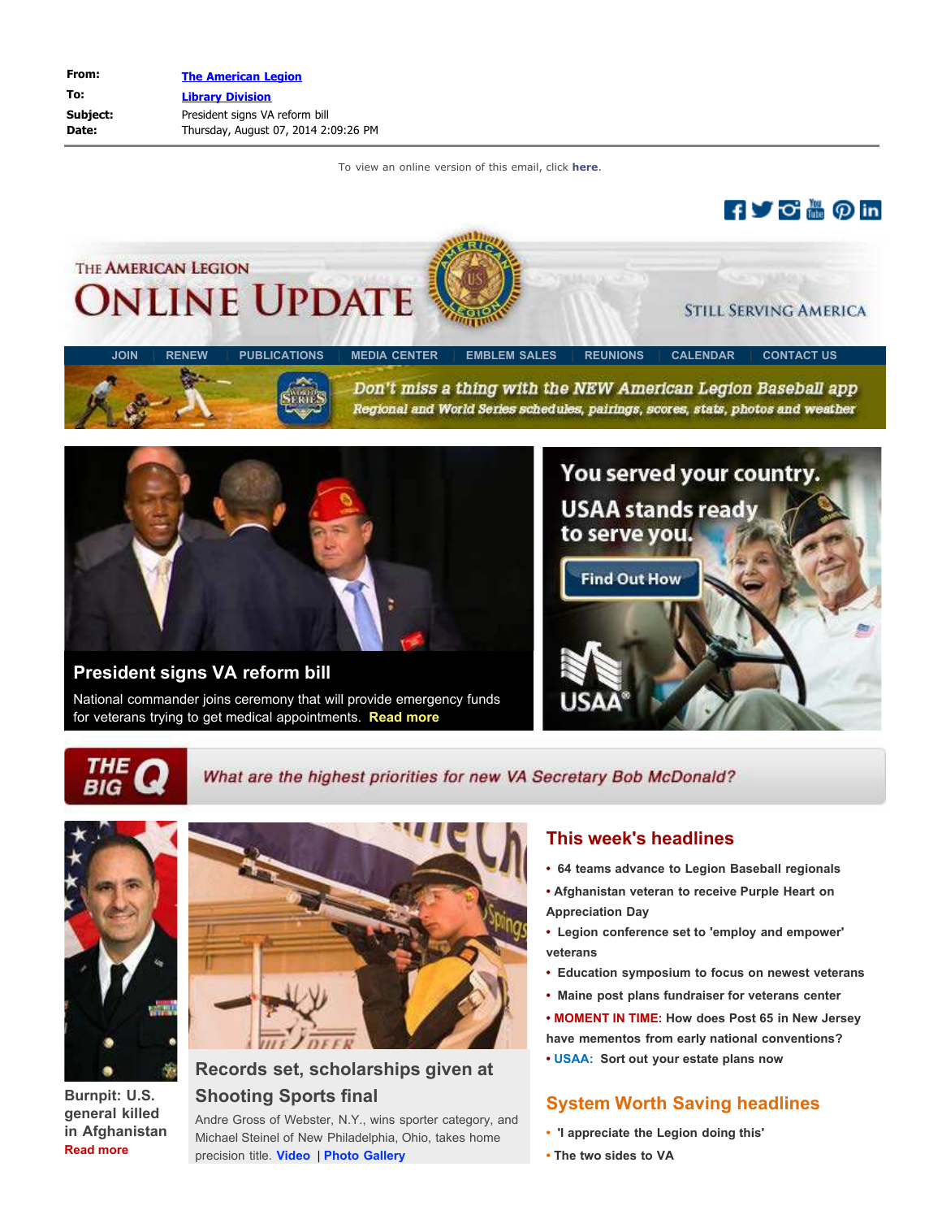| | |
|---|---|
| **From:** | The American Legion |
| **To:** | Library Division |
| **Subject:** | President signs VA reform bill |
| **Date:** | Thursday, August 07, 2014 2:09:26 PM |

To view an online version of this email, click **here**.

# THE AMERICAN LEGION ONLINE UPDATE

STILL SERVING AMERICA

JOIN | RENEW | PUBLICATIONS | MEDIA CENTER | EMBLEM SALES | REUNIONS | CALENDAR | CONTACT US

*Don't miss a thing with the NEW American Legion Baseball app*
*Regional and World Series schedules, pairings, scores, stats, photos and weather*

## President signs VA reform bill

National commander joins ceremony that will provide emergency funds for veterans trying to get medical appointments. **Read more**

You served your country. USAA stands ready to serve you.

Find Out How

USAA®

**THE BIG Q** *What are the highest priorities for new VA Secretary Bob McDonald?*

**Burnpit: U.S. general killed in Afghanistan**
**Read more**

## Records set, scholarships given at Shooting Sports final

Andre Gross of Webster, N.Y., wins sporter category, and Michael Steinel of New Philadelphia, Ohio, takes home precision title. **Video** | **Photo Gallery**

## This week's headlines

- **64 teams advance to Legion Baseball regionals**
- **Afghanistan veteran to receive Purple Heart on Appreciation Day**
- **Legion conference set to 'employ and empower' veterans**
- **Education symposium to focus on newest veterans**
- **Maine post plans fundraiser for veterans center**
- **MOMENT IN TIME: How does Post 65 in New Jersey have mementos from early national conventions?**
- **USAA: Sort out your estate plans now**

## System Worth Saving headlines

- **'I appreciate the Legion doing this'**
- **The two sides to VA**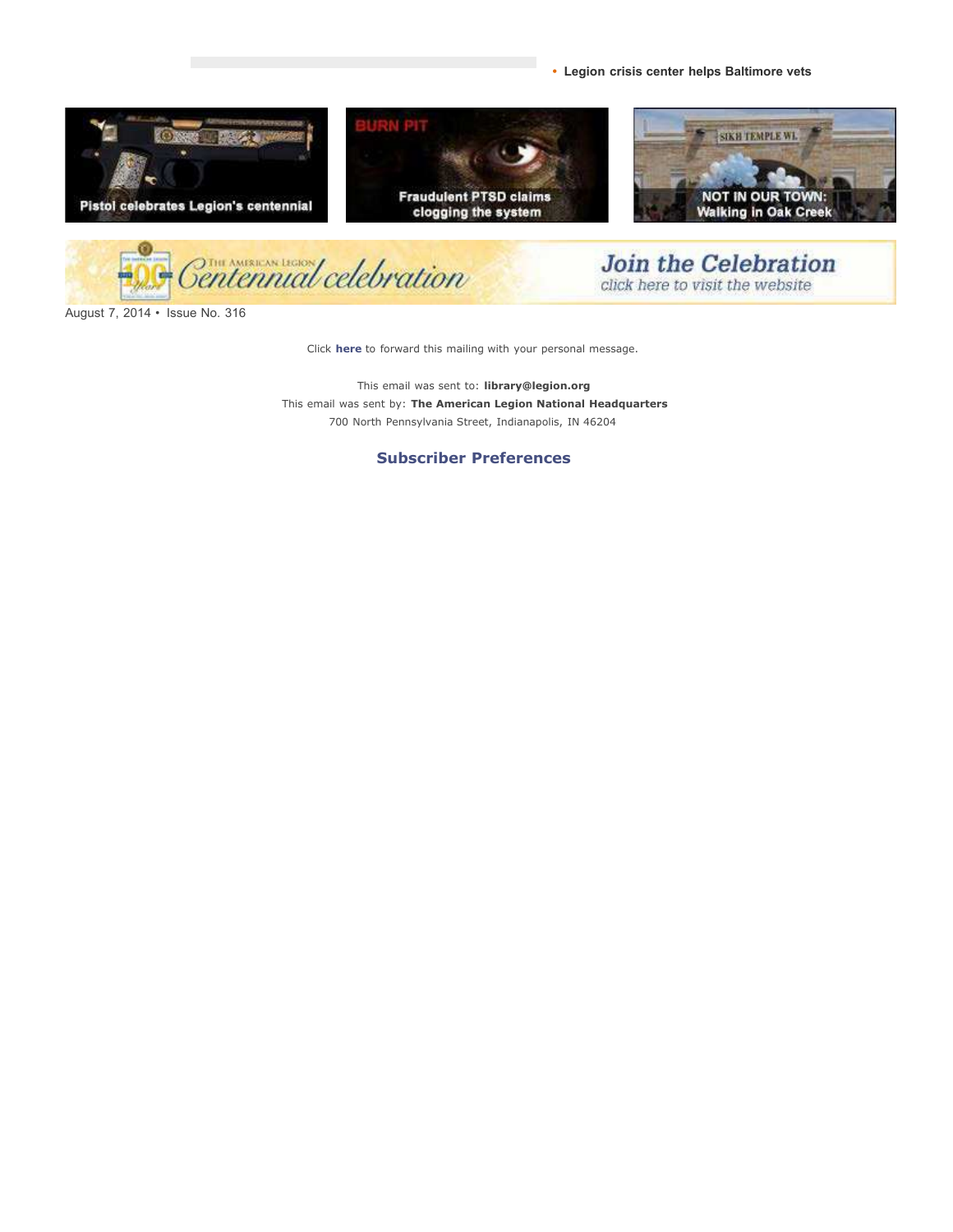- **Legion crisis center helps Baltimore vets**

Pistol celebrates Legion's centennial

BURN PIT

Fraudulent PTSD claims clogging the system

NOT IN OUR TOWN: Walking in Oak Creek

The American Legion Centennial celebration

Join the Celebration
click here to visit the website

August 7, 2014 • Issue No. 316

Click **here** to forward this mailing with your personal message.

This email was sent to: **library@legion.org**
This email was sent by: **The American Legion National Headquarters**
700 North Pennsylvania Street, Indianapolis, IN 46204

**Subscriber Preferences**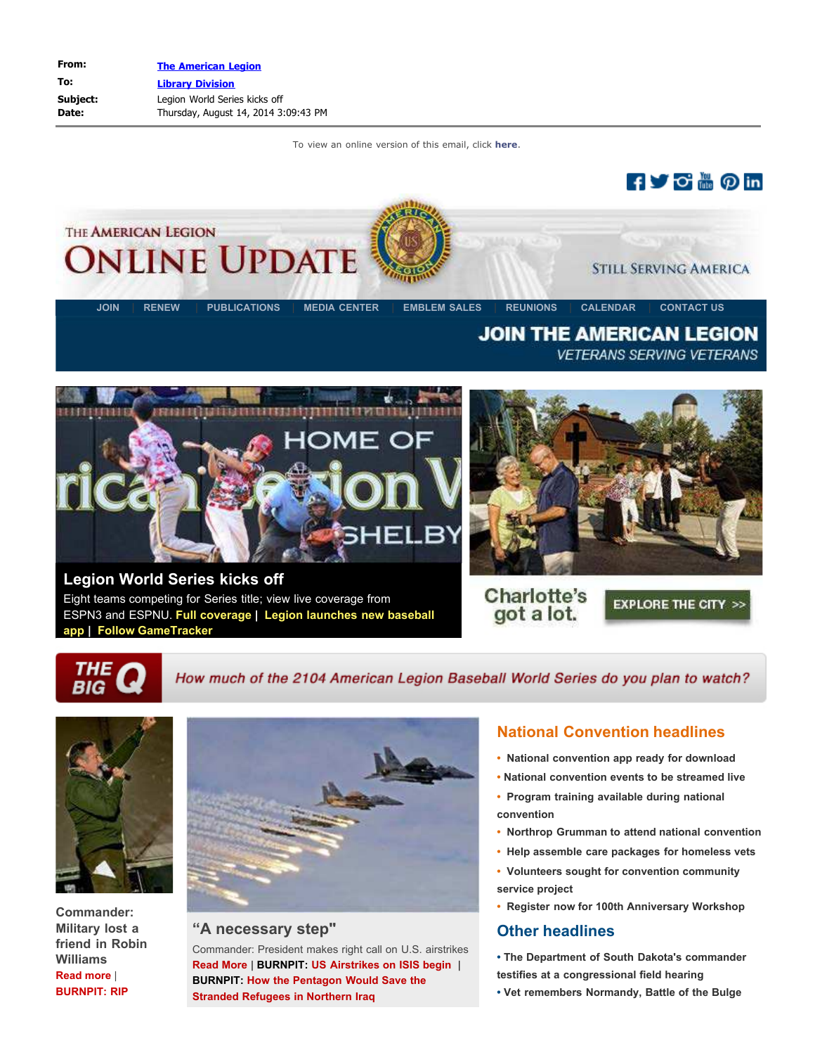| | |
|---|---|
| **From:** | The American Legion |
| **To:** | Library Division |
| **Subject:** | Legion World Series kicks off |
| **Date:** | Thursday, August 14, 2014 3:09:43 PM |

To view an online version of this email, click **here**.

# THE AMERICAN LEGION ONLINE UPDATE

STILL SERVING AMERICA

JOIN | RENEW | PUBLICATIONS | MEDIA CENTER | EMBLEM SALES | REUNIONS | CALENDAR | CONTACT US

**JOIN THE AMERICAN LEGION**
*VETERANS SERVING VETERANS*

## Legion World Series kicks off

Eight teams competing for Series title; view live coverage from ESPN3 and ESPNU. **Full coverage** | **Legion launches new baseball app** | **Follow GameTracker**

Charlotte's got a lot. **EXPLORE THE CITY >>**

**THE BIG Q** *How much of the 2104 American Legion Baseball World Series do you plan to watch?*

**Commander: Military lost a friend in Robin Williams**
**Read more** | **BURNPIT: RIP**

## "A necessary step"

Commander: President makes right call on U.S. airstrikes
**Read More** | **BURNPIT: US Airstrikes on ISIS begin** | **BURNPIT: How the Pentagon Would Save the Stranded Refugees in Northern Iraq**

## National Convention headlines

- National convention app ready for download
- National convention events to be streamed live
- Program training available during national convention
- Northrop Grumman to attend national convention
- Help assemble care packages for homeless vets
- Volunteers sought for convention community service project
- Register now for 100th Anniversary Workshop

## Other headlines

- The Department of South Dakota's commander testifies at a congressional field hearing
- Vet remembers Normandy, Battle of the Bulge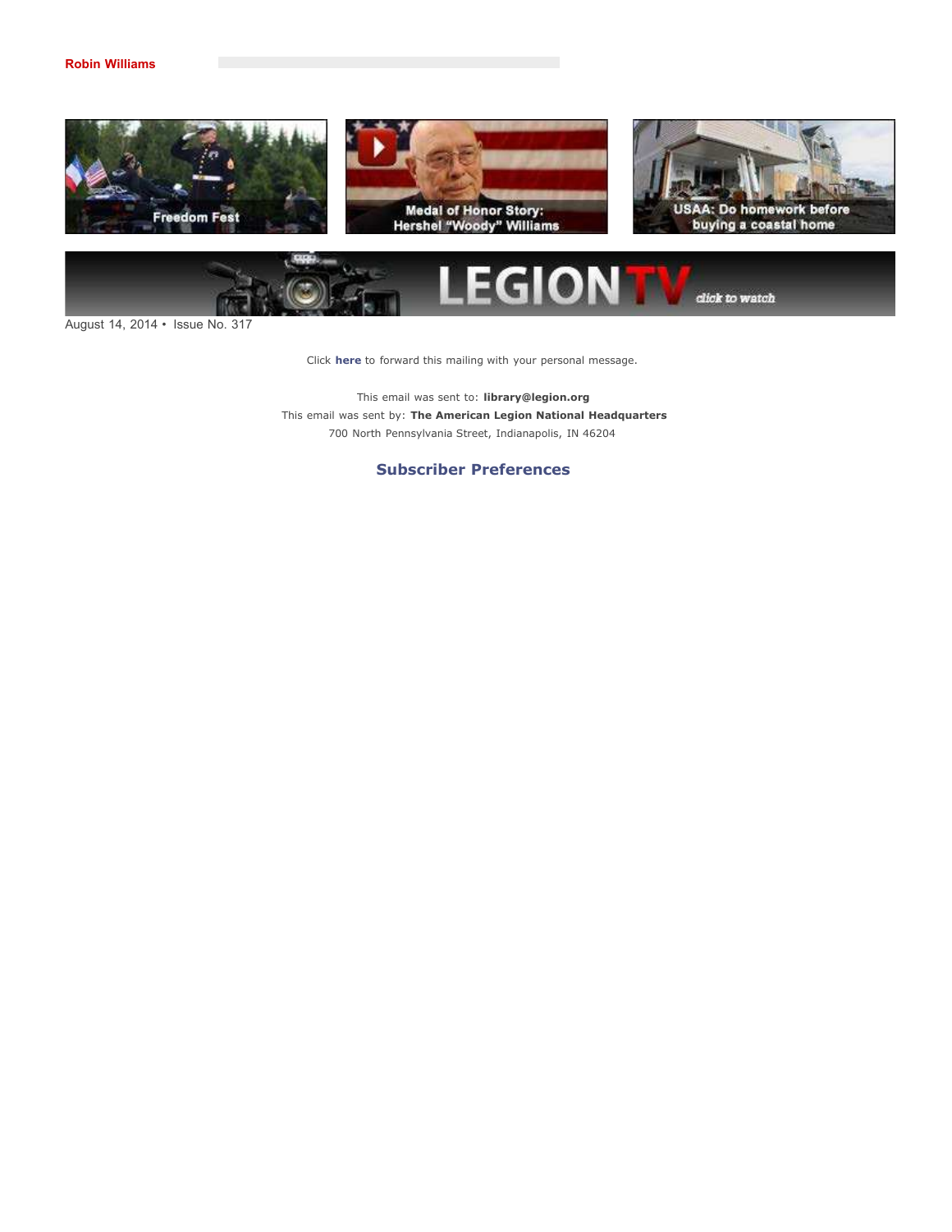**Robin Williams**

Freedom Fest

Medal of Honor Story: Hershel "Woody" Williams

USAA: Do homework before buying a coastal home

LEGION TV click to watch

August 14, 2014 • Issue No. 317

Click **here** to forward this mailing with your personal message.

This email was sent to: **library@legion.org**
This email was sent by: **The American Legion National Headquarters**
700 North Pennsylvania Street, Indianapolis, IN 46204

**Subscriber Preferences**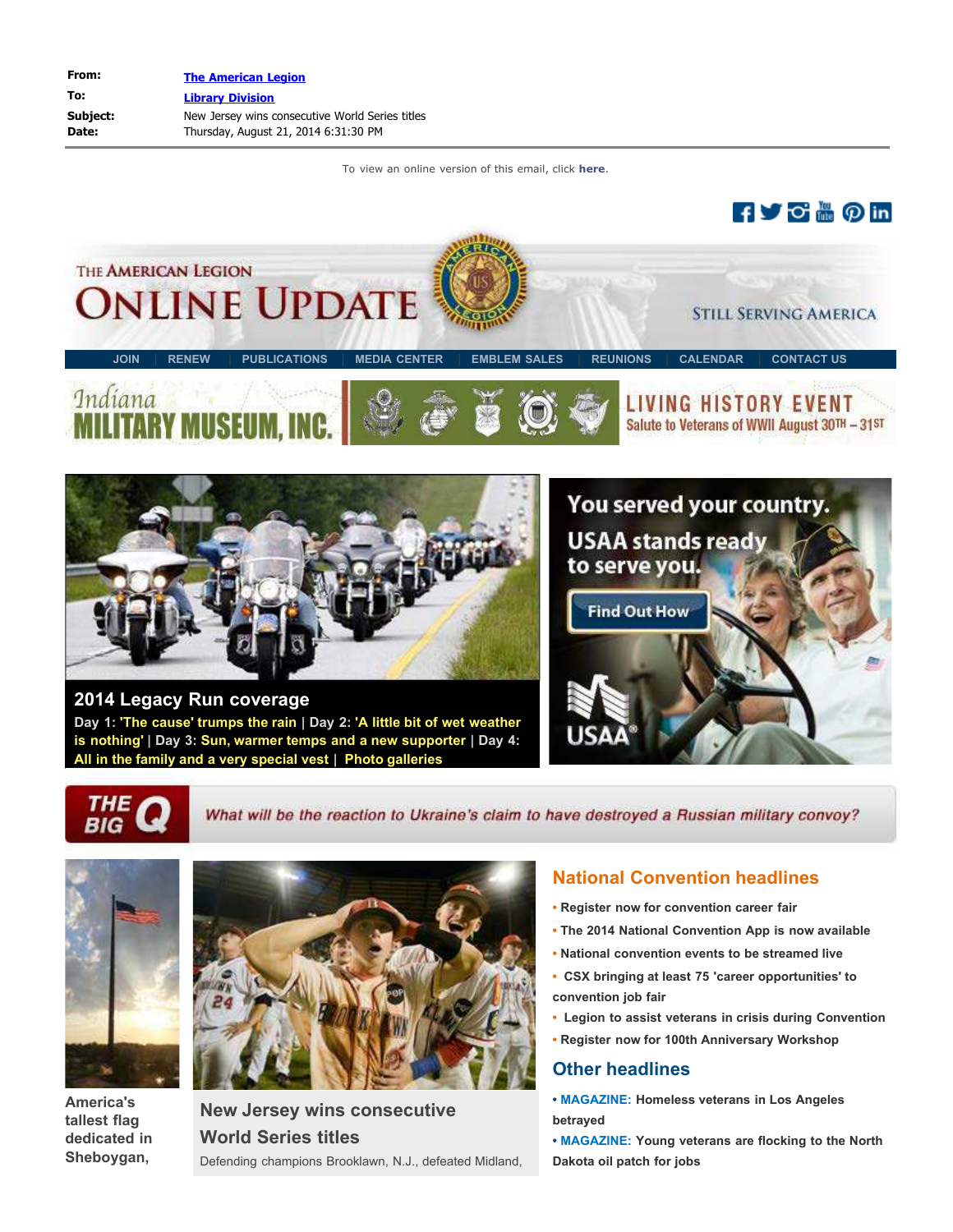| | |
|---|---|
| **From:** | The American Legion |
| **To:** | Library Division |
| **Subject:** | New Jersey wins consecutive World Series titles |
| **Date:** | Thursday, August 21, 2014 6:31:30 PM |

To view an online version of this email, click **here**.

THE AMERICAN LEGION ONLINE UPDATE

STILL SERVING AMERICA

JOIN | RENEW | PUBLICATIONS | MEDIA CENTER | EMBLEM SALES | REUNIONS | CALENDAR | CONTACT US

Indiana MILITARY MUSEUM, INC. LIVING HISTORY EVENT Salute to Veterans of WWII August 30TH – 31ST

## 2014 Legacy Run coverage

Day 1: **'The cause' trumps the rain** | Day 2: **'A little bit of wet weather is nothing'** | Day 3: **Sun, warmer temps and a new supporter** | Day 4: **All in the family and a very special vest** | **Photo galleries**

You served your country. USAA stands ready to serve you. Find Out How USAA

THE BIG Q — *What will be the reaction to Ukraine's claim to have destroyed a Russian military convoy?*

**America's tallest flag dedicated in Sheboygan,**

## New Jersey wins consecutive World Series titles

Defending champions Brooklawn, N.J., defeated Midland,

## National Convention headlines

- Register now for convention career fair
- The 2014 National Convention App is now available
- National convention events to be streamed live
- CSX bringing at least 75 'career opportunities' to convention job fair
- Legion to assist veterans in crisis during Convention
- Register now for 100th Anniversary Workshop

## Other headlines

- **MAGAZINE:** Homeless veterans in Los Angeles betrayed
- **MAGAZINE:** Young veterans are flocking to the North Dakota oil patch for jobs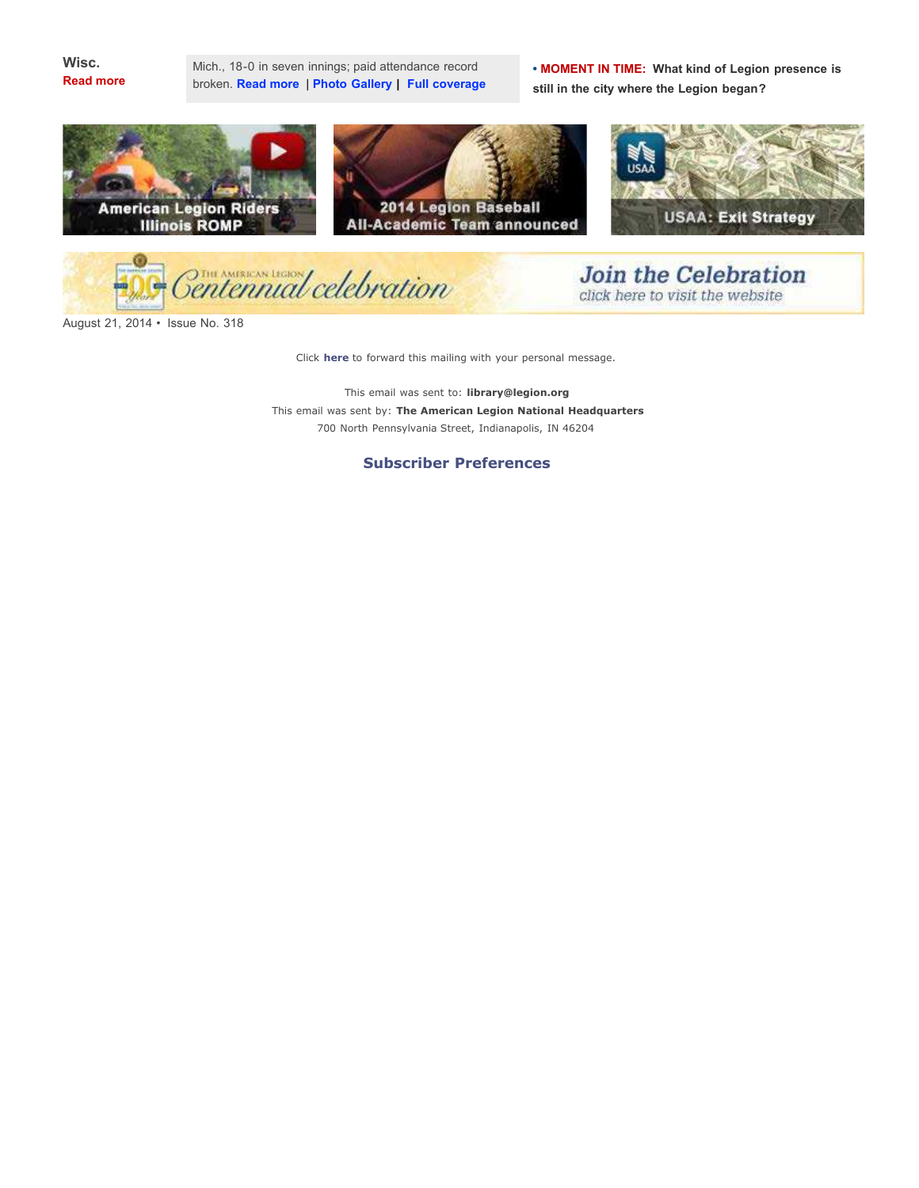**Wisc.**
**Read more**

Mich., 18-0 in seven innings; paid attendance record broken. **Read more** | **Photo Gallery** | **Full coverage**

• **MOMENT IN TIME:** **What kind of Legion presence is still in the city where the Legion began?**

American Legion Riders Illinois ROMP

2014 Legion Baseball All-Academic Team announced

USAA: Exit Strategy

The American Legion Centennial celebration — Join the Celebration — click here to visit the website

August 21, 2014 • Issue No. 318

Click **here** to forward this mailing with your personal message.

This email was sent to: **library@legion.org**
This email was sent by: **The American Legion National Headquarters**
700 North Pennsylvania Street, Indianapolis, IN 46204

**Subscriber Preferences**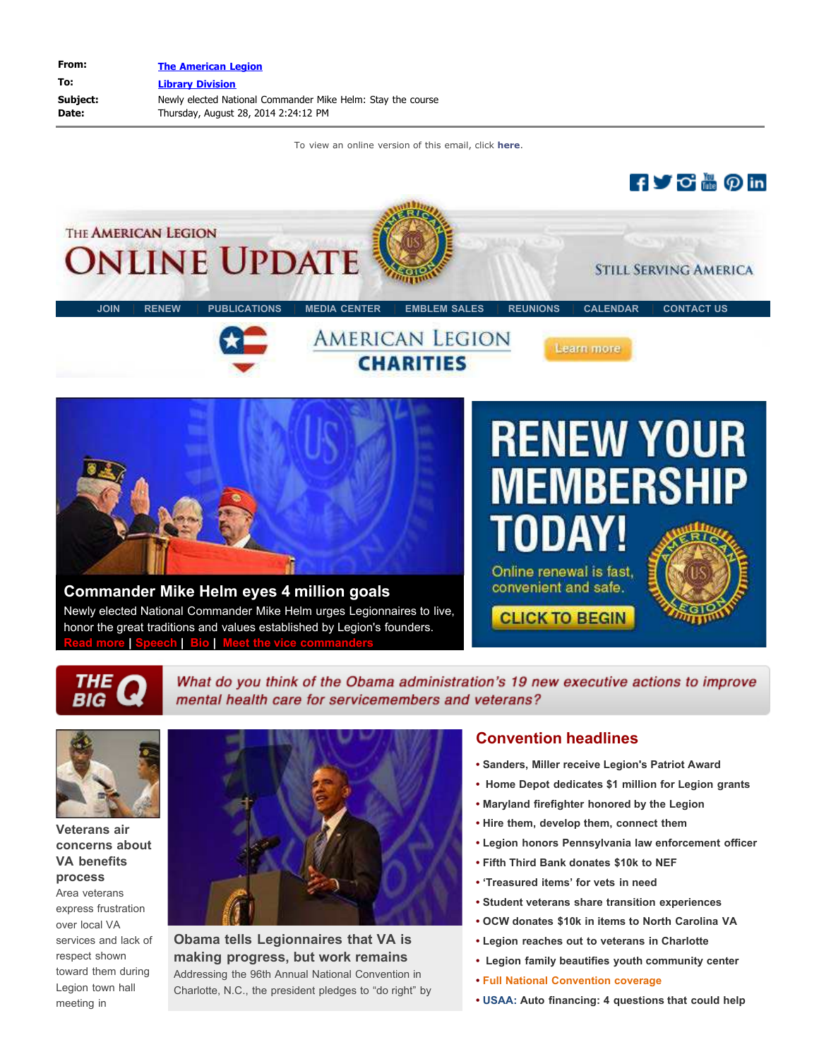| | |
|---|---|
| **From:** | The American Legion |
| **To:** | Library Division |
| **Subject:** | Newly elected National Commander Mike Helm: Stay the course |
| **Date:** | Thursday, August 28, 2014 2:24:12 PM |

To view an online version of this email, click **here**.

THE AMERICAN LEGION

# ONLINE UPDATE

STILL SERVING AMERICA

JOIN | RENEW | PUBLICATIONS | MEDIA CENTER | EMBLEM SALES | REUNIONS | CALENDAR | CONTACT US

AMERICAN LEGION CHARITIES

Learn more

## Commander Mike Helm eyes 4 million goals

Newly elected National Commander Mike Helm urges Legionnaires to live, honor the great traditions and values established by Legion's founders.

**Read more** | **Speech** | **Bio** | **Meet the vice commanders**

RENEW YOUR MEMBERSHIP TODAY!

Online renewal is fast, convenient and safe.

CLICK TO BEGIN

**THE BIG Q**

*What do you think of the Obama administration's 19 new executive actions to improve mental health care for servicemembers and veterans?*

### Veterans air concerns about VA benefits process

Area veterans express frustration over local VA services and lack of respect shown toward them during Legion town hall meeting in

### Obama tells Legionnaires that VA is making progress, but work remains

Addressing the 96th Annual National Convention in Charlotte, N.C., the president pledges to "do right" by

## Convention headlines

- **Sanders, Miller receive Legion's Patriot Award**
- **Home Depot dedicates $1 million for Legion grants**
- **Maryland firefighter honored by the Legion**
- **Hire them, develop them, connect them**
- **Legion honors Pennsylvania law enforcement officer**
- **Fifth Third Bank donates $10k to NEF**
- **'Treasured items' for vets in need**
- **Student veterans share transition experiences**
- **OCW donates $10k in items to North Carolina VA**
- **Legion reaches out to veterans in Charlotte**
- **Legion family beautifies youth community center**
- **Full National Convention coverage**
- **USAA: Auto financing: 4 questions that could help**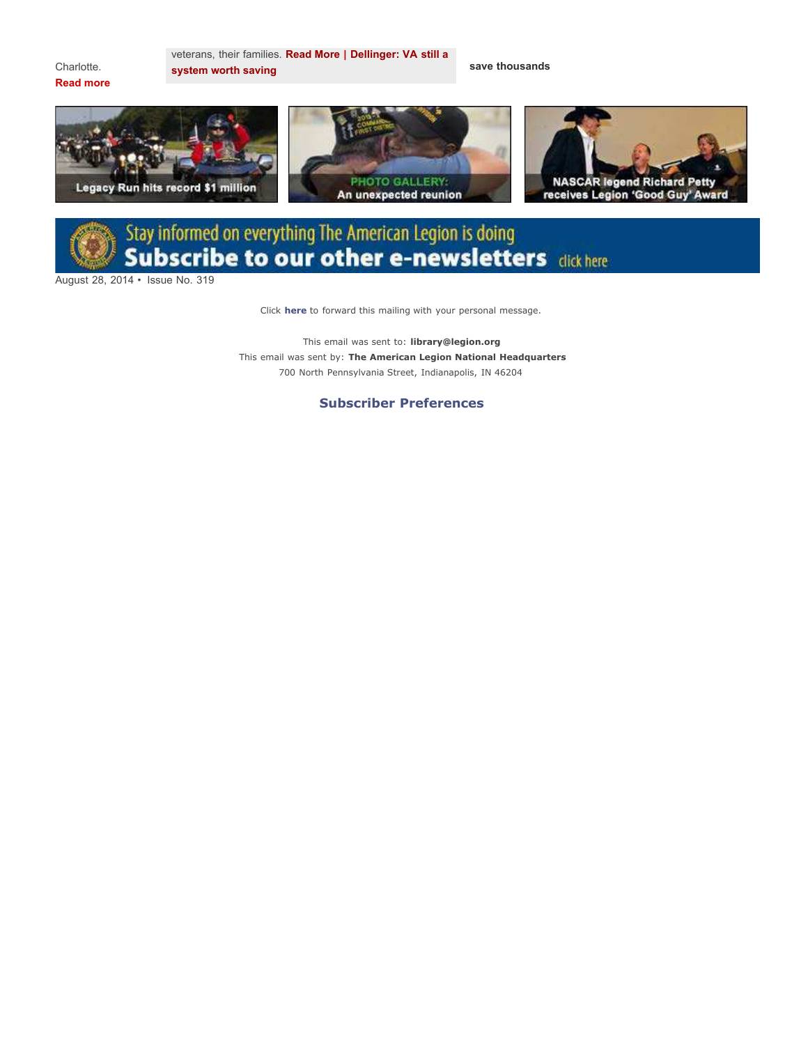Charlotte.
**Read more**

veterans, their families. **Read More | Dellinger: VA still a system worth saving**

**save thousands**

Legacy Run hits record $1 million

PHOTO GALLERY: An unexpected reunion

NASCAR legend Richard Petty receives Legion 'Good Guy' Award

Stay informed on everything The American Legion is doing
**Subscribe to our other e-newsletters** click here

August 28, 2014 • Issue No. 319

Click **here** to forward this mailing with your personal message.

This email was sent to: **library@legion.org**
This email was sent by: **The American Legion National Headquarters**
700 North Pennsylvania Street, Indianapolis, IN 46204

**Subscriber Preferences**